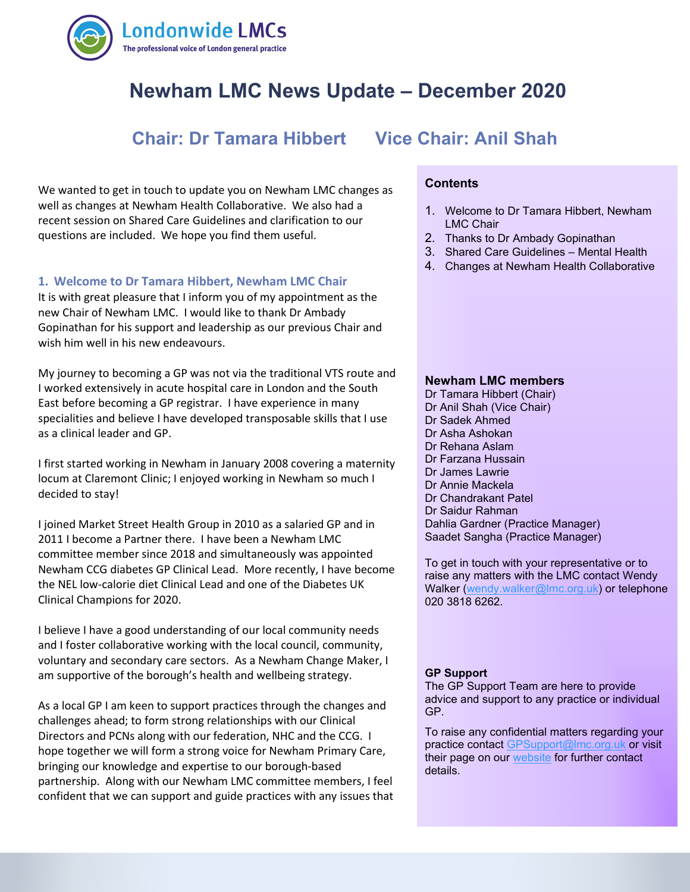Londonwide LMCs
The professional voice of London general practice

# Newham LMC News Update – December 2020

## Chair: Dr Tamara Hibbert     Vice Chair: Anil Shah

We wanted to get in touch to update you on Newham LMC changes as well as changes at Newham Health Collaborative. We also had a recent session on Shared Care Guidelines and clarification to our questions are included. We hope you find them useful.

### 1. Welcome to Dr Tamara Hibbert, Newham LMC Chair

It is with great pleasure that I inform you of my appointment as the new Chair of Newham LMC. I would like to thank Dr Ambady Gopinathan for his support and leadership as our previous Chair and wish him well in his new endeavours.

My journey to becoming a GP was not via the traditional VTS route and I worked extensively in acute hospital care in London and the South East before becoming a GP registrar. I have experience in many specialities and believe I have developed transposable skills that I use as a clinical leader and GP.

I first started working in Newham in January 2008 covering a maternity locum at Claremont Clinic; I enjoyed working in Newham so much I decided to stay!

I joined Market Street Health Group in 2010 as a salaried GP and in 2011 I become a Partner there. I have been a Newham LMC committee member since 2018 and simultaneously was appointed Newham CCG diabetes GP Clinical Lead. More recently, I have become the NEL low-calorie diet Clinical Lead and one of the Diabetes UK Clinical Champions for 2020.

I believe I have a good understanding of our local community needs and I foster collaborative working with the local council, community, voluntary and secondary care sectors. As a Newham Change Maker, I am supportive of the borough's health and wellbeing strategy.

As a local GP I am keen to support practices through the changes and challenges ahead; to form strong relationships with our Clinical Directors and PCNs along with our federation, NHC and the CCG. I hope together we will form a strong voice for Newham Primary Care, bringing our knowledge and expertise to our borough-based partnership. Along with our Newham LMC committee members, I feel confident that we can support and guide practices with any issues that

**Contents**

1. Welcome to Dr Tamara Hibbert, Newham LMC Chair
2. Thanks to Dr Ambady Gopinathan
3. Shared Care Guidelines – Mental Health
4. Changes at Newham Health Collaborative

**Newham LMC members**

Dr Tamara Hibbert (Chair)
Dr Anil Shah (Vice Chair)
Dr Sadek Ahmed
Dr Asha Ashokan
Dr Rehana Aslam
Dr Farzana Hussain
Dr James Lawrie
Dr Annie Mackela
Dr Chandrakant Patel
Dr Saidur Rahman
Dahlia Gardner (Practice Manager)
Saadet Sangha (Practice Manager)

To get in touch with your representative or to raise any matters with the LMC contact Wendy Walker (wendy.walker@lmc.org.uk) or telephone 020 3818 6262.

**GP Support**

The GP Support Team are here to provide advice and support to any practice or individual GP.

To raise any confidential matters regarding your practice contact GPSupport@lmc.org.uk or visit their page on our website for further contact details.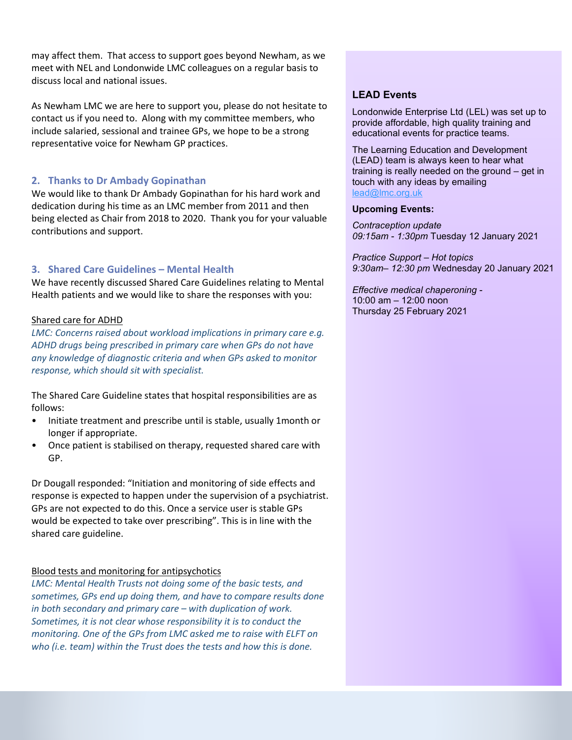may affect them. That access to support goes beyond Newham, as we meet with NEL and Londonwide LMC colleagues on a regular basis to discuss local and national issues.

As Newham LMC we are here to support you, please do not hesitate to contact us if you need to. Along with my committee members, who include salaried, sessional and trainee GPs, we hope to be a strong representative voice for Newham GP practices.

## 2. Thanks to Dr Ambady Gopinathan

We would like to thank Dr Ambady Gopinathan for his hard work and dedication during his time as an LMC member from 2011 and then being elected as Chair from 2018 to 2020. Thank you for your valuable contributions and support.

## 3. Shared Care Guidelines – Mental Health

We have recently discussed Shared Care Guidelines relating to Mental Health patients and we would like to share the responses with you:

<u>Shared care for ADHD</u>

*LMC: Concerns raised about workload implications in primary care e.g. ADHD drugs being prescribed in primary care when GPs do not have any knowledge of diagnostic criteria and when GPs asked to monitor response, which should sit with specialist.*

The Shared Care Guideline states that hospital responsibilities are as follows:

- Initiate treatment and prescribe until is stable, usually 1month or longer if appropriate.
- Once patient is stabilised on therapy, requested shared care with GP.

Dr Dougall responded: "Initiation and monitoring of side effects and response is expected to happen under the supervision of a psychiatrist. GPs are not expected to do this. Once a service user is stable GPs would be expected to take over prescribing". This is in line with the shared care guideline.

<u>Blood tests and monitoring for antipsychotics</u>

*LMC: Mental Health Trusts not doing some of the basic tests, and sometimes, GPs end up doing them, and have to compare results done in both secondary and primary care – with duplication of work. Sometimes, it is not clear whose responsibility it is to conduct the monitoring. One of the GPs from LMC asked me to raise with ELFT on who (i.e. team) within the Trust does the tests and how this is done.*

### LEAD Events

Londonwide Enterprise Ltd (LEL) was set up to provide affordable, high quality training and educational events for practice teams.

The Learning Education and Development (LEAD) team is always keen to hear what training is really needed on the ground – get in touch with any ideas by emailing lead@lmc.org.uk

**Upcoming Events:**

*Contraception update*
*09:15am - 1:30pm* Tuesday 12 January 2021

*Practice Support – Hot topics*
*9:30am– 12:30 pm* Wednesday 20 January 2021

*Effective medical chaperoning -*
10:00 am – 12:00 noon
Thursday 25 February 2021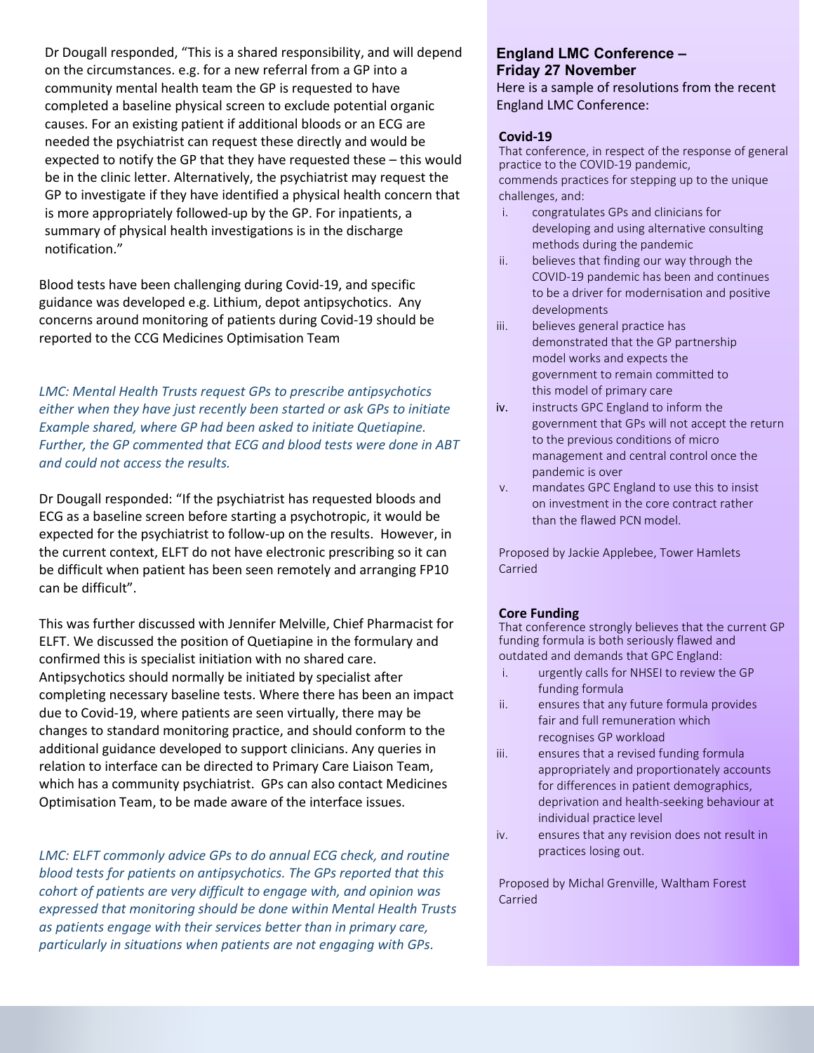Dr Dougall responded, "This is a shared responsibility, and will depend on the circumstances. e.g. for a new referral from a GP into a community mental health team the GP is requested to have completed a baseline physical screen to exclude potential organic causes. For an existing patient if additional bloods or an ECG are needed the psychiatrist can request these directly and would be expected to notify the GP that they have requested these – this would be in the clinic letter. Alternatively, the psychiatrist may request the GP to investigate if they have identified a physical health concern that is more appropriately followed-up by the GP. For inpatients, a summary of physical health investigations is in the discharge notification."

Blood tests have been challenging during Covid-19, and specific guidance was developed e.g. Lithium, depot antipsychotics. Any concerns around monitoring of patients during Covid-19 should be reported to the CCG Medicines Optimisation Team

*LMC: Mental Health Trusts request GPs to prescribe antipsychotics either when they have just recently been started or ask GPs to initiate Example shared, where GP had been asked to initiate Quetiapine. Further, the GP commented that ECG and blood tests were done in ABT and could not access the results.*

Dr Dougall responded: "If the psychiatrist has requested bloods and ECG as a baseline screen before starting a psychotropic, it would be expected for the psychiatrist to follow-up on the results. However, in the current context, ELFT do not have electronic prescribing so it can be difficult when patient has been seen remotely and arranging FP10 can be difficult".

This was further discussed with Jennifer Melville, Chief Pharmacist for ELFT. We discussed the position of Quetiapine in the formulary and confirmed this is specialist initiation with no shared care. Antipsychotics should normally be initiated by specialist after completing necessary baseline tests. Where there has been an impact due to Covid-19, where patients are seen virtually, there may be changes to standard monitoring practice, and should conform to the additional guidance developed to support clinicians. Any queries in relation to interface can be directed to Primary Care Liaison Team, which has a community psychiatrist. GPs can also contact Medicines Optimisation Team, to be made aware of the interface issues.

*LMC: ELFT commonly advice GPs to do annual ECG check, and routine blood tests for patients on antipsychotics. The GPs reported that this cohort of patients are very difficult to engage with, and opinion was expressed that monitoring should be done within Mental Health Trusts as patients engage with their services better than in primary care, particularly in situations when patients are not engaging with GPs.*

## England LMC Conference – Friday 27 November

Here is a sample of resolutions from the recent England LMC Conference:

### Covid-19

That conference, in respect of the response of general practice to the COVID-19 pandemic, commends practices for stepping up to the unique challenges, and:

i. congratulates GPs and clinicians for developing and using alternative consulting methods during the pandemic
ii. believes that finding our way through the COVID-19 pandemic has been and continues to be a driver for modernisation and positive developments
iii. believes general practice has demonstrated that the GP partnership model works and expects the government to remain committed to this model of primary care
iv. instructs GPC England to inform the government that GPs will not accept the return to the previous conditions of micro management and central control once the pandemic is over
v. mandates GPC England to use this to insist on investment in the core contract rather than the flawed PCN model.

Proposed by Jackie Applebee, Tower Hamlets
Carried

### Core Funding

That conference strongly believes that the current GP funding formula is both seriously flawed and outdated and demands that GPC England:

i. urgently calls for NHSEI to review the GP funding formula
ii. ensures that any future formula provides fair and full remuneration which recognises GP workload
iii. ensures that a revised funding formula appropriately and proportionately accounts for differences in patient demographics, deprivation and health-seeking behaviour at individual practice level
iv. ensures that any revision does not result in practices losing out.

Proposed by Michal Grenville, Waltham Forest
Carried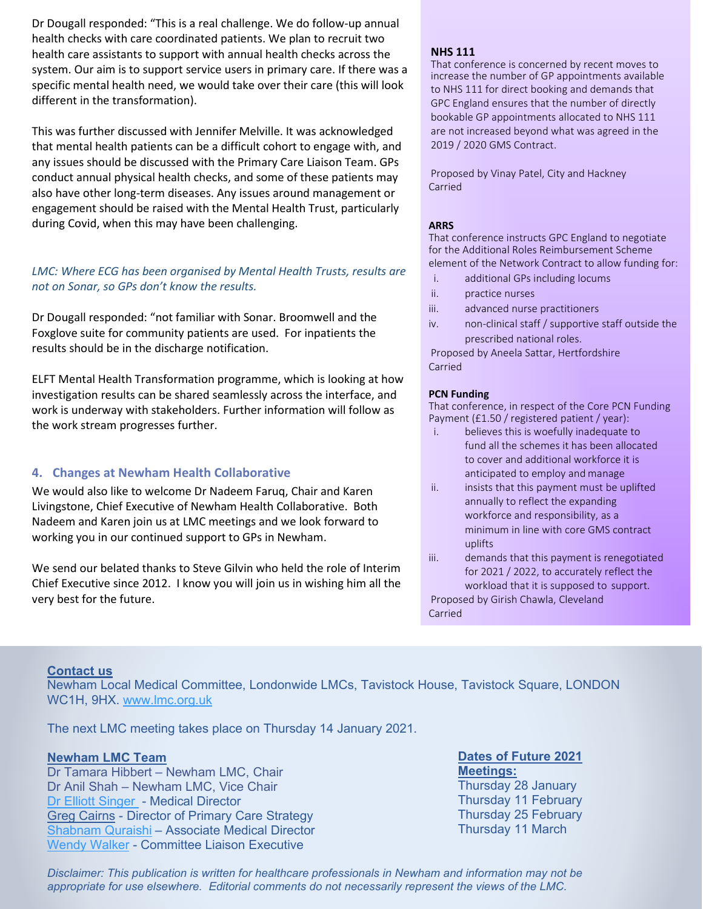Dr Dougall responded: "This is a real challenge. We do follow-up annual health checks with care coordinated patients. We plan to recruit two health care assistants to support with annual health checks across the system. Our aim is to support service users in primary care. If there was a specific mental health need, we would take over their care (this will look different in the transformation).

This was further discussed with Jennifer Melville. It was acknowledged that mental health patients can be a difficult cohort to engage with, and any issues should be discussed with the Primary Care Liaison Team. GPs conduct annual physical health checks, and some of these patients may also have other long-term diseases. Any issues around management or engagement should be raised with the Mental Health Trust, particularly during Covid, when this may have been challenging.

*LMC: Where ECG has been organised by Mental Health Trusts, results are not on Sonar, so GPs don't know the results.*

Dr Dougall responded: "not familiar with Sonar. Broomwell and the Foxglove suite for community patients are used. For inpatients the results should be in the discharge notification.

ELFT Mental Health Transformation programme, which is looking at how investigation results can be shared seamlessly across the interface, and work is underway with stakeholders. Further information will follow as the work stream progresses further.

### 4. Changes at Newham Health Collaborative

We would also like to welcome Dr Nadeem Faruq, Chair and Karen Livingstone, Chief Executive of Newham Health Collaborative. Both Nadeem and Karen join us at LMC meetings and we look forward to working you in our continued support to GPs in Newham.

We send our belated thanks to Steve Gilvin who held the role of Interim Chief Executive since 2012. I know you will join us in wishing him all the very best for the future.

**NHS 111**

That conference is concerned by recent moves to increase the number of GP appointments available to NHS 111 for direct booking and demands that GPC England ensures that the number of directly bookable GP appointments allocated to NHS 111 are not increased beyond what was agreed in the 2019 / 2020 GMS Contract.

Proposed by Vinay Patel, City and Hackney
Carried

**ARRS**

That conference instructs GPC England to negotiate for the Additional Roles Reimbursement Scheme element of the Network Contract to allow funding for:

i. additional GPs including locums
ii. practice nurses
iii. advanced nurse practitioners
iv. non-clinical staff / supportive staff outside the prescribed national roles.

Proposed by Aneela Sattar, Hertfordshire
Carried

**PCN Funding**

That conference, in respect of the Core PCN Funding Payment (£1.50 / registered patient / year):

i. believes this is woefully inadequate to fund all the schemes it has been allocated to cover and additional workforce it is anticipated to employ and manage
ii. insists that this payment must be uplifted annually to reflect the expanding workforce and responsibility, as a minimum in line with core GMS contract uplifts
iii. demands that this payment is renegotiated for 2021 / 2022, to accurately reflect the workload that it is supposed to support.

Proposed by Girish Chawla, Cleveland
Carried

**Contact us**

Newham Local Medical Committee, Londonwide LMCs, Tavistock House, Tavistock Square, LONDON WC1H, 9HX. www.lmc.org.uk

The next LMC meeting takes place on Thursday 14 January 2021.

**Newham LMC Team**

Dr Tamara Hibbert – Newham LMC, Chair
Dr Anil Shah – Newham LMC, Vice Chair
Dr Elliott Singer - Medical Director
Greg Cairns - Director of Primary Care Strategy
Shabnam Quraishi – Associate Medical Director
Wendy Walker - Committee Liaison Executive

**Dates of Future 2021 Meetings:**

Thursday 28 January
Thursday 11 February
Thursday 25 February
Thursday 11 March

*Disclaimer: This publication is written for healthcare professionals in Newham and information may not be appropriate for use elsewhere. Editorial comments do not necessarily represent the views of the LMC.*